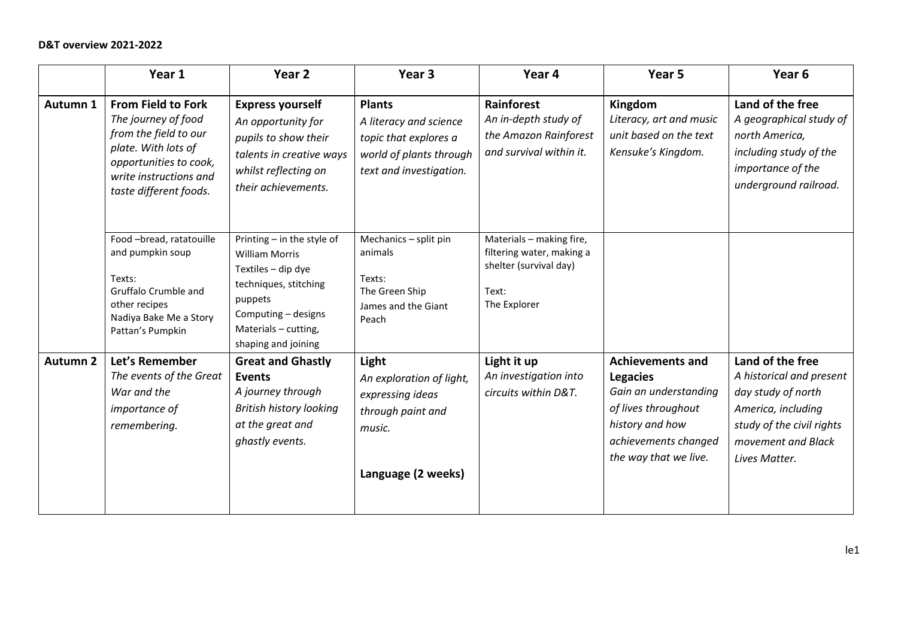**D&T overview 2021-2022**

| | Year 1 | Year 2 | Year 3 | Year 4 | Year 5 | Year 6 |
|---|---|---|---|---|---|---|
| **Autumn 1** | **From Field to Fork**<br>*The journey of food from the field to our plate. With lots of opportunities to cook, write instructions and taste different foods.* | **Express yourself**<br>*An opportunity for pupils to show their talents in creative ways whilst reflecting on their achievements.* | **Plants**<br>*A literacy and science topic that explores a world of plants through text and investigation.* | **Rainforest**<br>*An in-depth study of the Amazon Rainforest and survival within it.* | **Kingdom**<br>*Literacy, art and music unit based on the text Kensuke's Kingdom.* | **Land of the free**<br>*A geographical study of north America, including study of the importance of the underground railroad.* |
| | Food –bread, ratatouille and pumpkin soup<br><br>Texts:<br>Gruffalo Crumble and other recipes<br>Nadiya Bake Me a Story<br>Pattan's Pumpkin | Printing – in the style of William Morris<br>Textiles – dip dye techniques, stitching puppets<br>Computing – designs<br>Materials – cutting, shaping and joining | Mechanics – split pin animals<br><br>Texts:<br>The Green Ship<br>James and the Giant Peach | Materials – making fire, filtering water, making a shelter (survival day)<br><br>Text:<br>The Explorer | | |
| **Autumn 2** | **Let's Remember**<br>*The events of the Great War and the importance of remembering.* | **Great and Ghastly Events**<br>*A journey through British history looking at the great and ghastly events.* | **Light**<br>*An exploration of light, expressing ideas through paint and music.*<br><br>**Language (2 weeks)** | **Light it up**<br>*An investigation into circuits within D&T.* | **Achievements and Legacies**<br>*Gain an understanding of lives throughout history and how achievements changed the way that we live.* | **Land of the free**<br>*A historical and present day study of north America, including study of the civil rights movement and Black Lives Matter.* |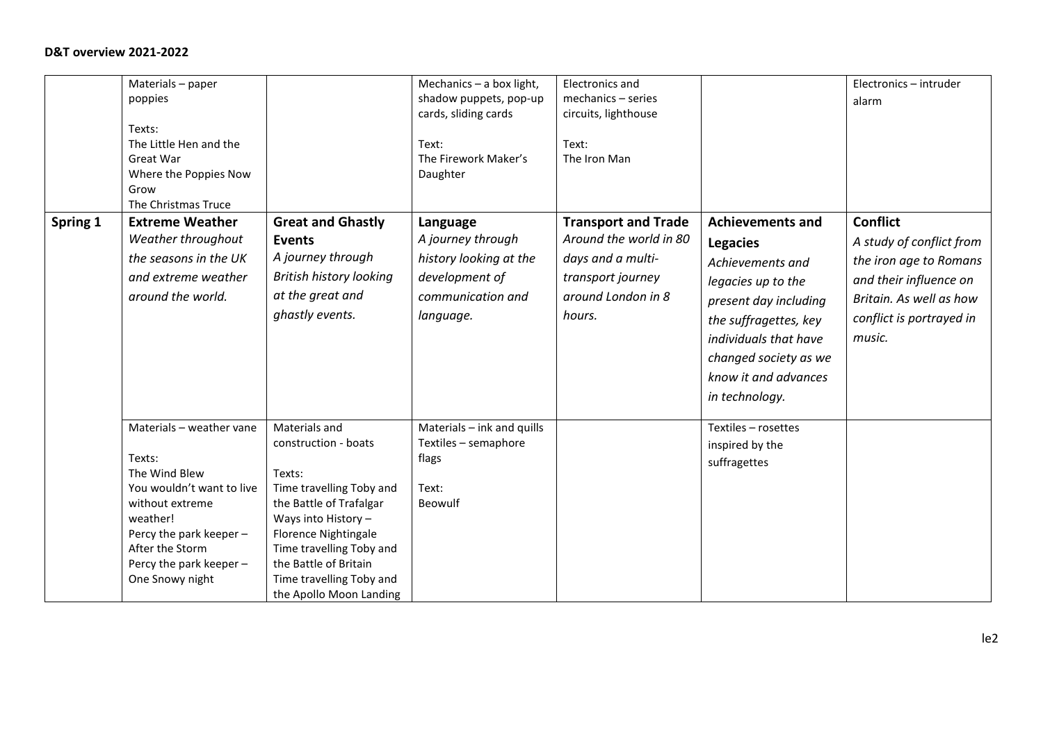**D&T overview 2021-2022**

| | | | | | | |
|---|---|---|---|---|---|---|
| | Materials – paper poppies<br><br>Texts:<br>The Little Hen and the Great War<br>Where the Poppies Now Grow<br>The Christmas Truce | | Mechanics – a box light, shadow puppets, pop-up cards, sliding cards<br><br>Text:<br>The Firework Maker's Daughter | Electronics and mechanics – series circuits, lighthouse<br><br>Text:<br>The Iron Man | | Electronics – intruder alarm |
| **Spring 1** | **Extreme Weather**<br>*Weather throughout the seasons in the UK and extreme weather around the world.* | **Great and Ghastly Events**<br>*A journey through British history looking at the great and ghastly events.* | **Language**<br>*A journey through history looking at the development of communication and language.* | **Transport and Trade**<br>*Around the world in 80 days and a multi-transport journey around London in 8 hours.* | **Achievements and Legacies**<br>*Achievements and legacies up to the present day including the suffragettes, key individuals that have changed society as we know it and advances in technology.* | **Conflict**<br>*A study of conflict from the iron age to Romans and their influence on Britain. As well as how conflict is portrayed in music.* |
| | Materials – weather vane<br><br>Texts:<br>The Wind Blew<br>You wouldn't want to live without extreme weather!<br>Percy the park keeper – After the Storm<br>Percy the park keeper – One Snowy night | Materials and construction - boats<br><br>Texts:<br>Time travelling Toby and the Battle of Trafalgar<br>Ways into History – Florence Nightingale<br>Time travelling Toby and the Battle of Britain<br>Time travelling Toby and the Apollo Moon Landing | Materials – ink and quills<br>Textiles – semaphore flags<br><br>Text:<br>Beowulf | | Textiles – rosettes inspired by the suffragettes | |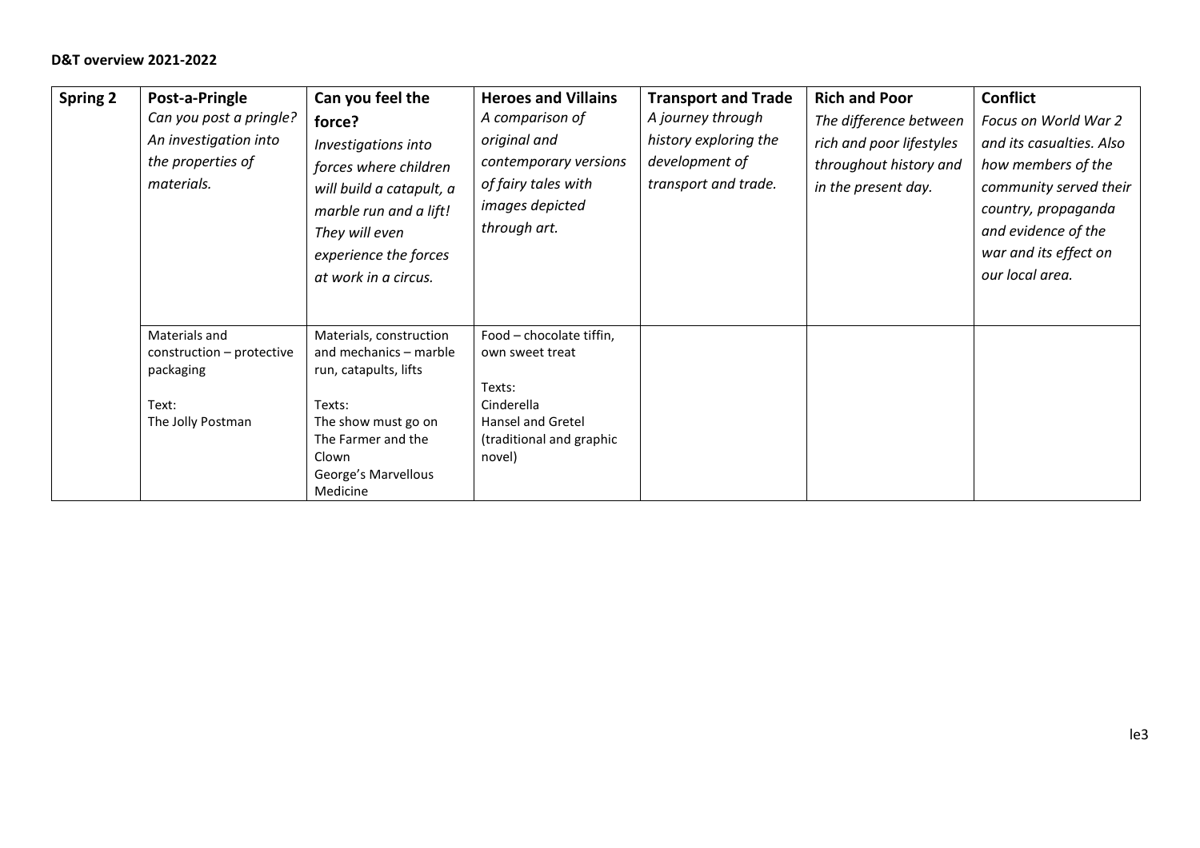**D&T overview 2021-2022**

| Spring 2 | **Post-a-Pringle**<br>*Can you post a pringle? An investigation into the properties of materials.* | **Can you feel the force?**<br>*Investigations into forces where children will build a catapult, a marble run and a lift! They will even experience the forces at work in a circus.* | **Heroes and Villains**<br>*A comparison of original and contemporary versions of fairy tales with images depicted through art.* | **Transport and Trade**<br>*A journey through history exploring the development of transport and trade.* | **Rich and Poor**<br>*The difference between rich and poor lifestyles throughout history and in the present day.* | **Conflict**<br>*Focus on World War 2 and its casualties. Also how members of the community served their country, propaganda and evidence of the war and its effect on our local area.* |
|---|---|---|---|---|---|---|
| | Materials and construction – protective packaging<br><br>Text:<br>The Jolly Postman | Materials, construction and mechanics – marble run, catapults, lifts<br><br>Texts:<br>The show must go on<br>The Farmer and the Clown<br>George's Marvellous Medicine | Food – chocolate tiffin, own sweet treat<br><br>Texts:<br>Cinderella<br>Hansel and Gretel (traditional and graphic novel) | | | |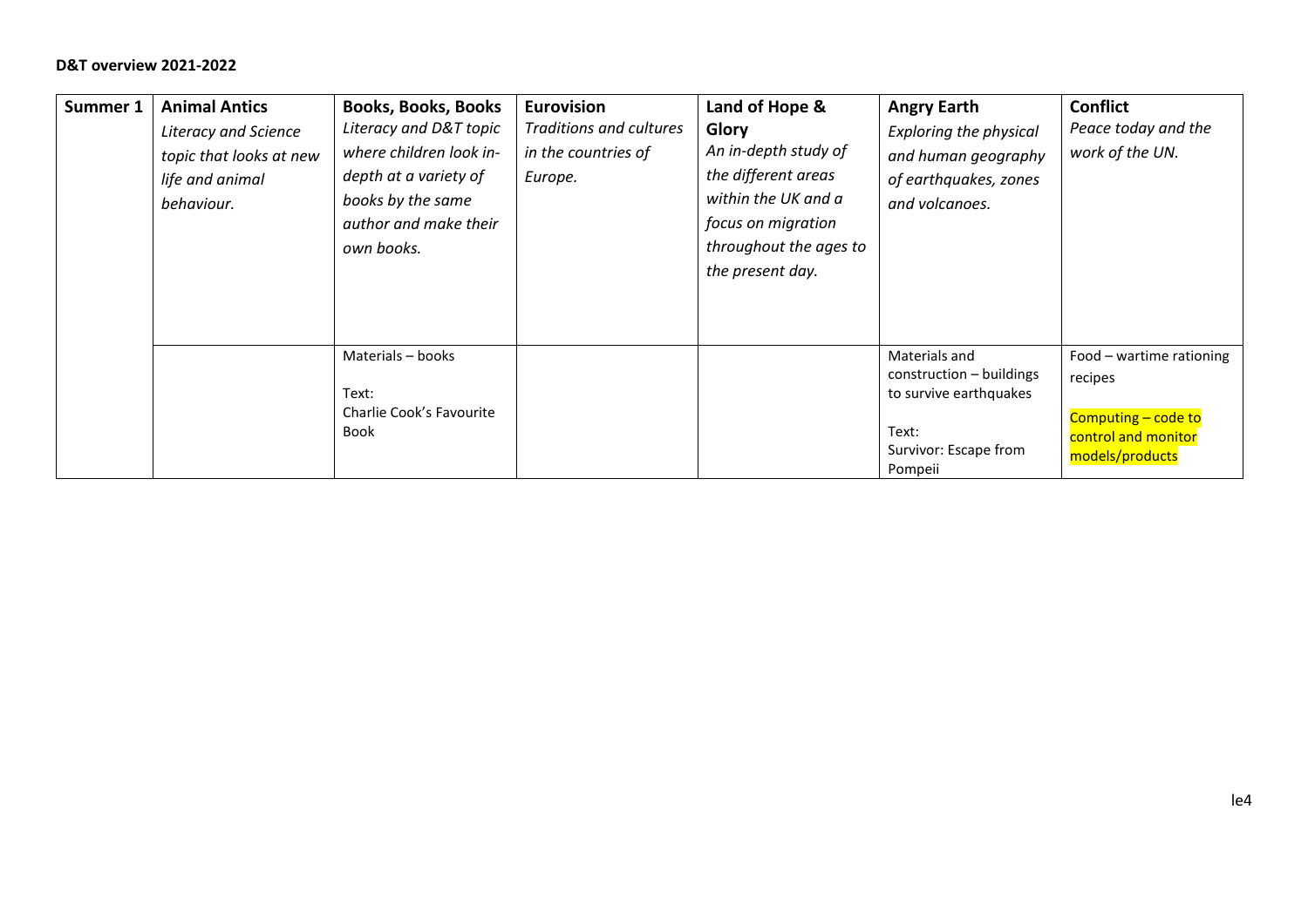**D&T overview 2021-2022**

| | | | | | | |
|---|---|---|---|---|---|---|
| **Summer 1** | **Animal Antics**<br>*Literacy and Science topic that looks at new life and animal behaviour.* | **Books, Books, Books**<br>*Literacy and D&T topic where children look in-depth at a variety of books by the same author and make their own books.* | **Eurovision**<br>*Traditions and cultures in the countries of Europe.* | **Land of Hope & Glory**<br>*An in-depth study of the different areas within the UK and a focus on migration throughout the ages to the present day.* | **Angry Earth**<br>*Exploring the physical and human geography of earthquakes, zones and volcanoes.* | **Conflict**<br>*Peace today and the work of the UN.* |
| | | Materials – books<br><br>Text:<br>Charlie Cook's Favourite Book | | | Materials and construction – buildings to survive earthquakes<br><br>Text:<br>Survivor: Escape from Pompeii | Food – wartime rationing recipes<br><br>Computing – code to control and monitor models/products |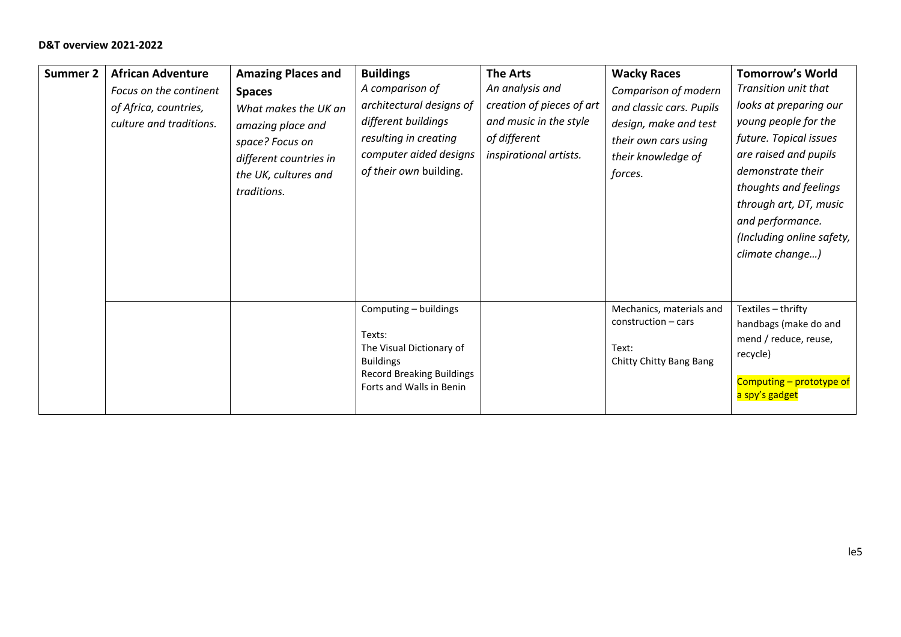**D&T overview 2021-2022**

| | | | | | | |
|---|---|---|---|---|---|---|
| **Summer 2** | **African Adventure** *Focus on the continent of Africa, countries, culture and traditions.* | **Amazing Places and Spaces** *What makes the UK an amazing place and space? Focus on different countries in the UK, cultures and traditions.* | **Buildings** *A comparison of architectural designs of different buildings resulting in creating computer aided designs of their own* building. | **The Arts** *An analysis and creation of pieces of art and music in the style of different inspirational artists.* | **Wacky Races** *Comparison of modern and classic cars. Pupils design, make and test their own cars using their knowledge of forces.* | **Tomorrow's World** *Transition unit that looks at preparing our young people for the future. Topical issues are raised and pupils demonstrate their thoughts and feelings through art, DT, music and performance. (Including online safety, climate change…)* |
| | | | Computing – buildings<br><br>Texts:<br>The Visual Dictionary of Buildings<br>Record Breaking Buildings<br>Forts and Walls in Benin | | Mechanics, materials and construction – cars<br><br>Text:<br>Chitty Chitty Bang Bang | Textiles – thrifty handbags (make do and mend / reduce, reuse, recycle)<br><br>Computing – prototype of a spy's gadget |